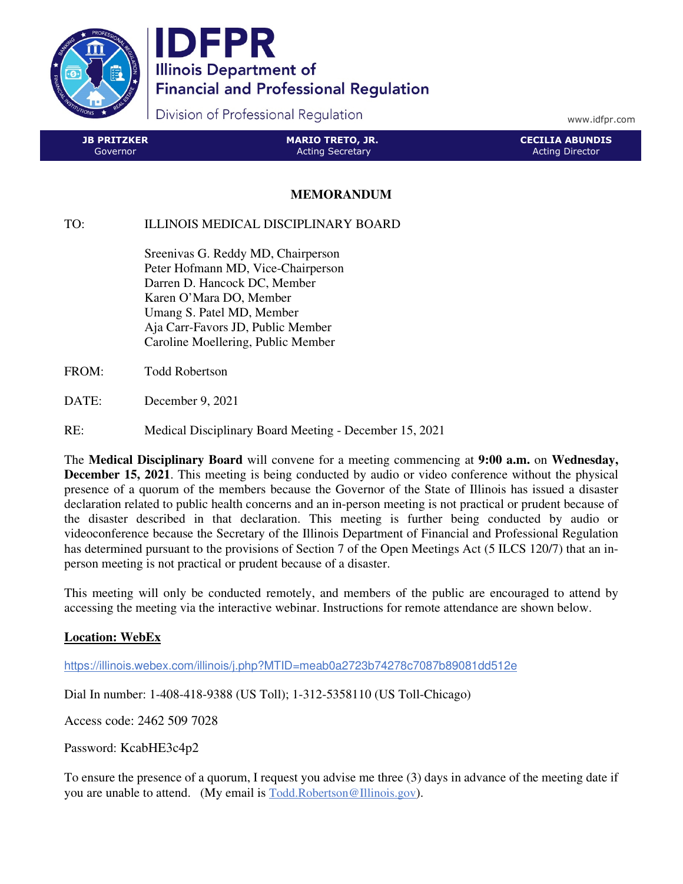# IDFPR

Illinois Department of Financial and Professional Regulation

Division of Professional Regulation

www.idfpr.com

| **JB PRITZKER** | **MARIO TRETO, JR.** | **CECILIA ABUNDIS** |
|---|---|---|
| Governor | Acting Secretary | Acting Director |

## MEMORANDUM

TO: ILLINOIS MEDICAL DISCIPLINARY BOARD

Sreenivas G. Reddy MD, Chairperson
Peter Hofmann MD, Vice-Chairperson
Darren D. Hancock DC, Member
Karen O'Mara DO, Member
Umang S. Patel MD, Member
Aja Carr-Favors JD, Public Member
Caroline Moellering, Public Member

FROM: Todd Robertson

DATE: December 9, 2021

RE: Medical Disciplinary Board Meeting - December 15, 2021

The **Medical Disciplinary Board** will convene for a meeting commencing at **9:00 a.m.** on **Wednesday, December 15, 2021**. This meeting is being conducted by audio or video conference without the physical presence of a quorum of the members because the Governor of the State of Illinois has issued a disaster declaration related to public health concerns and an in-person meeting is not practical or prudent because of the disaster described in that declaration. This meeting is further being conducted by audio or videoconference because the Secretary of the Illinois Department of Financial and Professional Regulation has determined pursuant to the provisions of Section 7 of the Open Meetings Act (5 ILCS 120/7) that an in-person meeting is not practical or prudent because of a disaster.

This meeting will only be conducted remotely, and members of the public are encouraged to attend by accessing the meeting via the interactive webinar. Instructions for remote attendance are shown below.

**Location: WebEx**

https://illinois.webex.com/illinois/j.php?MTID=meab0a2723b74278c7087b89081dd512e

Dial In number: 1-408-418-9388 (US Toll); 1-312-5358110 (US Toll-Chicago)

Access code: 2462 509 7028

Password: KcabHE3c4p2

To ensure the presence of a quorum, I request you advise me three (3) days in advance of the meeting date if you are unable to attend. (My email is Todd.Robertson@Illinois.gov).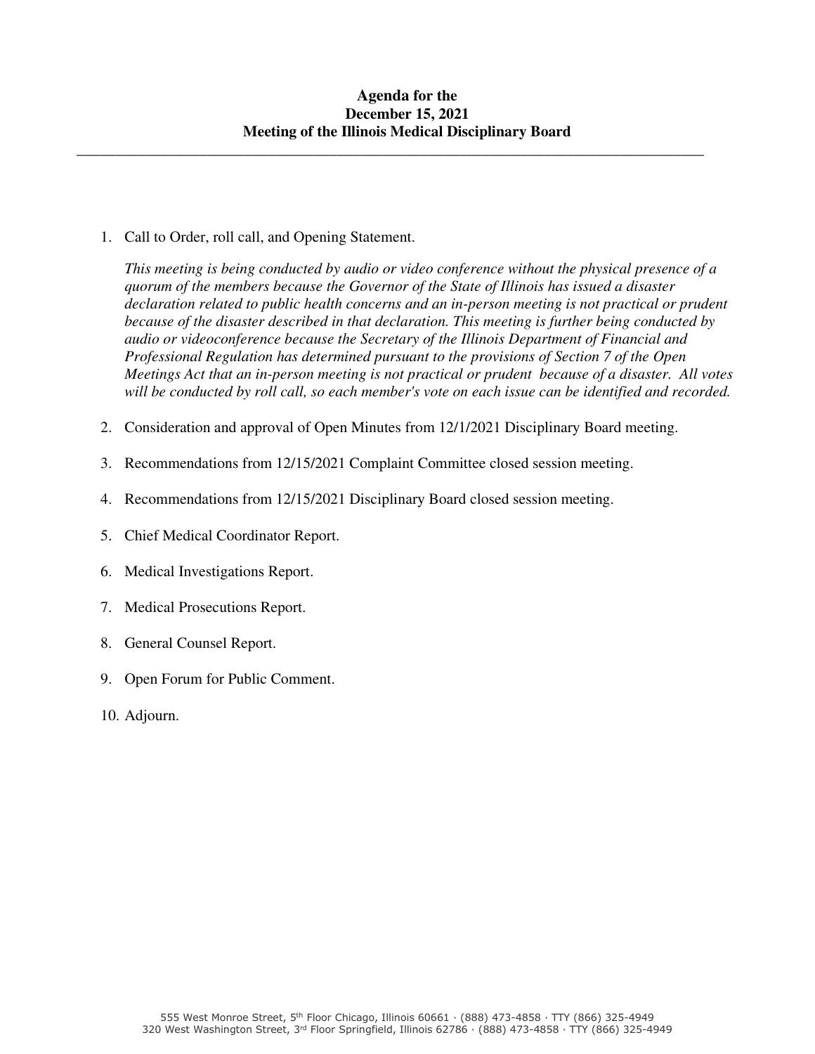**Agenda for the**
**December 15, 2021**
**Meeting of the Illinois Medical Disciplinary Board**

---

1. Call to Order, roll call, and Opening Statement.

   *This meeting is being conducted by audio or video conference without the physical presence of a quorum of the members because the Governor of the State of Illinois has issued a disaster declaration related to public health concerns and an in-person meeting is not practical or prudent because of the disaster described in that declaration. This meeting is further being conducted by audio or videoconference because the Secretary of the Illinois Department of Financial and Professional Regulation has determined pursuant to the provisions of Section 7 of the Open Meetings Act that an in-person meeting is not practical or prudent because of a disaster. All votes will be conducted by roll call, so each member's vote on each issue can be identified and recorded.*

2. Consideration and approval of Open Minutes from 12/1/2021 Disciplinary Board meeting.

3. Recommendations from 12/15/2021 Complaint Committee closed session meeting.

4. Recommendations from 12/15/2021 Disciplinary Board closed session meeting.

5. Chief Medical Coordinator Report.

6. Medical Investigations Report.

7. Medical Prosecutions Report.

8. General Counsel Report.

9. Open Forum for Public Comment.

10. Adjourn.

555 West Monroe Street, 5th Floor Chicago, Illinois 60661 · (888) 473-4858 · TTY (866) 325-4949
320 West Washington Street, 3rd Floor Springfield, Illinois 62786 · (888) 473-4858 · TTY (866) 325-4949